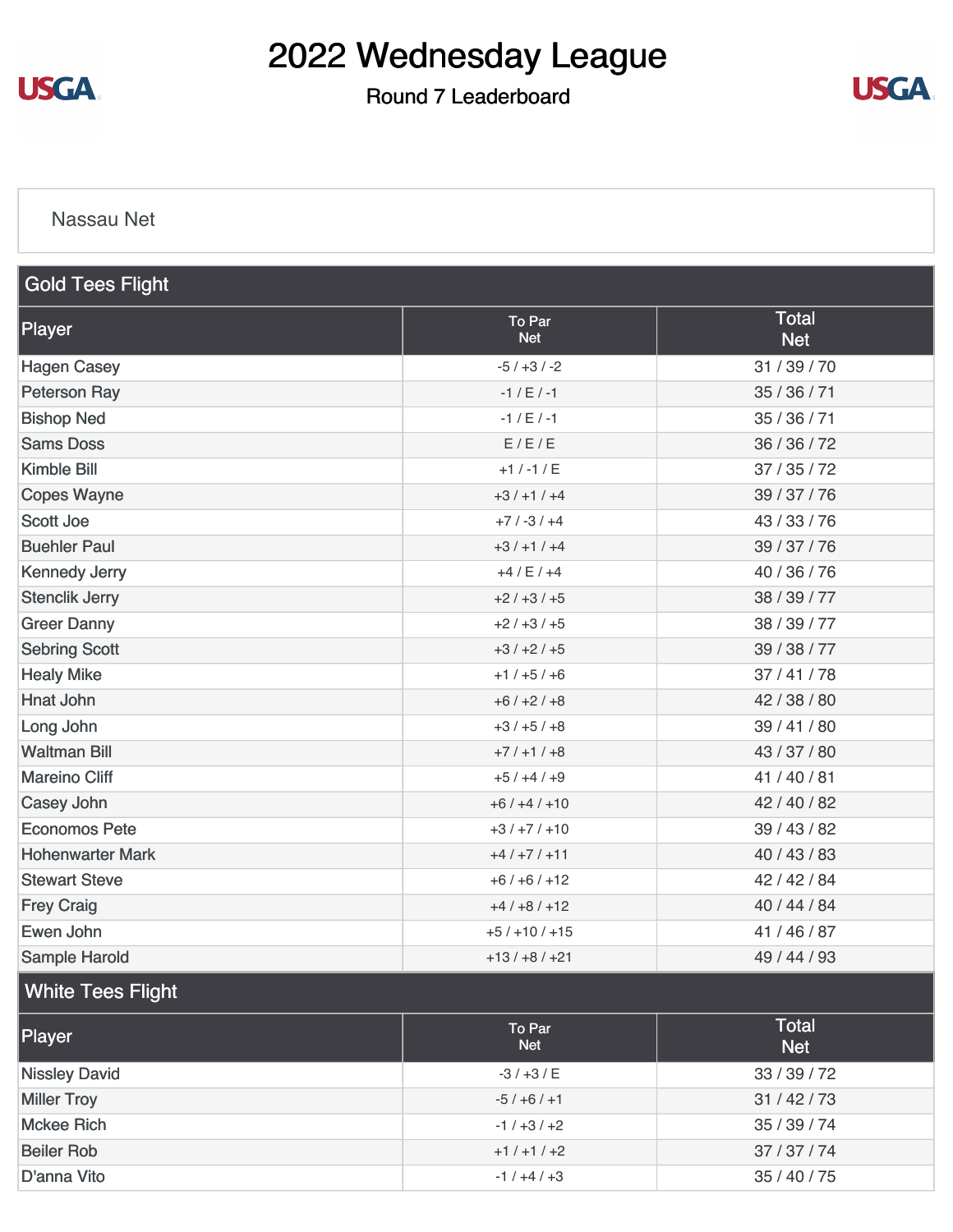# 2022 Wednesday League

## Round 7 Leaderboard

Nassau Net

### Gold Tees Flight

| Player | To Par Net | Total Net |
|---|---|---|
| Hagen Casey | -5 / +3 / -2 | 31 / 39 / 70 |
| Peterson Ray | -1 / E / -1 | 35 / 36 / 71 |
| Bishop Ned | -1 / E / -1 | 35 / 36 / 71 |
| Sams Doss | E / E / E | 36 / 36 / 72 |
| Kimble Bill | +1 / -1 / E | 37 / 35 / 72 |
| Copes Wayne | +3 / +1 / +4 | 39 / 37 / 76 |
| Scott Joe | +7 / -3 / +4 | 43 / 33 / 76 |
| Buehler Paul | +3 / +1 / +4 | 39 / 37 / 76 |
| Kennedy Jerry | +4 / E / +4 | 40 / 36 / 76 |
| Stenclik Jerry | +2 / +3 / +5 | 38 / 39 / 77 |
| Greer Danny | +2 / +3 / +5 | 38 / 39 / 77 |
| Sebring Scott | +3 / +2 / +5 | 39 / 38 / 77 |
| Healy Mike | +1 / +5 / +6 | 37 / 41 / 78 |
| Hnat John | +6 / +2 / +8 | 42 / 38 / 80 |
| Long John | +3 / +5 / +8 | 39 / 41 / 80 |
| Waltman Bill | +7 / +1 / +8 | 43 / 37 / 80 |
| Mareino Cliff | +5 / +4 / +9 | 41 / 40 / 81 |
| Casey John | +6 / +4 / +10 | 42 / 40 / 82 |
| Economos Pete | +3 / +7 / +10 | 39 / 43 / 82 |
| Hohenwarter Mark | +4 / +7 / +11 | 40 / 43 / 83 |
| Stewart Steve | +6 / +6 / +12 | 42 / 42 / 84 |
| Frey Craig | +4 / +8 / +12 | 40 / 44 / 84 |
| Ewen John | +5 / +10 / +15 | 41 / 46 / 87 |
| Sample Harold | +13 / +8 / +21 | 49 / 44 / 93 |

### White Tees Flight

| Player | To Par Net | Total Net |
|---|---|---|
| Nissley David | -3 / +3 / E | 33 / 39 / 72 |
| Miller Troy | -5 / +6 / +1 | 31 / 42 / 73 |
| Mckee Rich | -1 / +3 / +2 | 35 / 39 / 74 |
| Beiler Rob | +1 / +1 / +2 | 37 / 37 / 74 |
| D'anna Vito | -1 / +4 / +3 | 35 / 40 / 75 |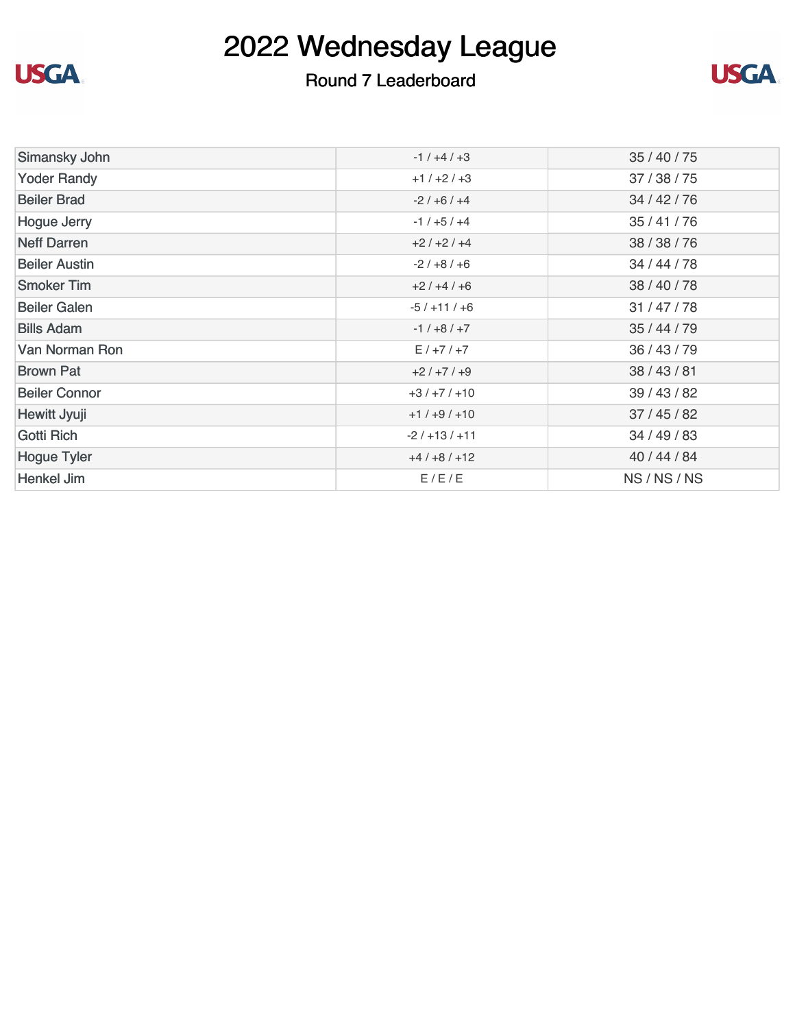# 2022 Wednesday League

## Round 7 Leaderboard

| | | |
|---|---|---|
| Simansky John | -1 / +4 / +3 | 35 / 40 / 75 |
| Yoder Randy | +1 / +2 / +3 | 37 / 38 / 75 |
| Beiler Brad | -2 / +6 / +4 | 34 / 42 / 76 |
| Hogue Jerry | -1 / +5 / +4 | 35 / 41 / 76 |
| Neff Darren | +2 / +2 / +4 | 38 / 38 / 76 |
| Beiler Austin | -2 / +8 / +6 | 34 / 44 / 78 |
| Smoker Tim | +2 / +4 / +6 | 38 / 40 / 78 |
| Beiler Galen | -5 / +11 / +6 | 31 / 47 / 78 |
| Bills Adam | -1 / +8 / +7 | 35 / 44 / 79 |
| Van Norman Ron | E / +7 / +7 | 36 / 43 / 79 |
| Brown Pat | +2 / +7 / +9 | 38 / 43 / 81 |
| Beiler Connor | +3 / +7 / +10 | 39 / 43 / 82 |
| Hewitt Jyuji | +1 / +9 / +10 | 37 / 45 / 82 |
| Gotti Rich | -2 / +13 / +11 | 34 / 49 / 83 |
| Hogue Tyler | +4 / +8 / +12 | 40 / 44 / 84 |
| Henkel Jim | E / E / E | NS / NS / NS |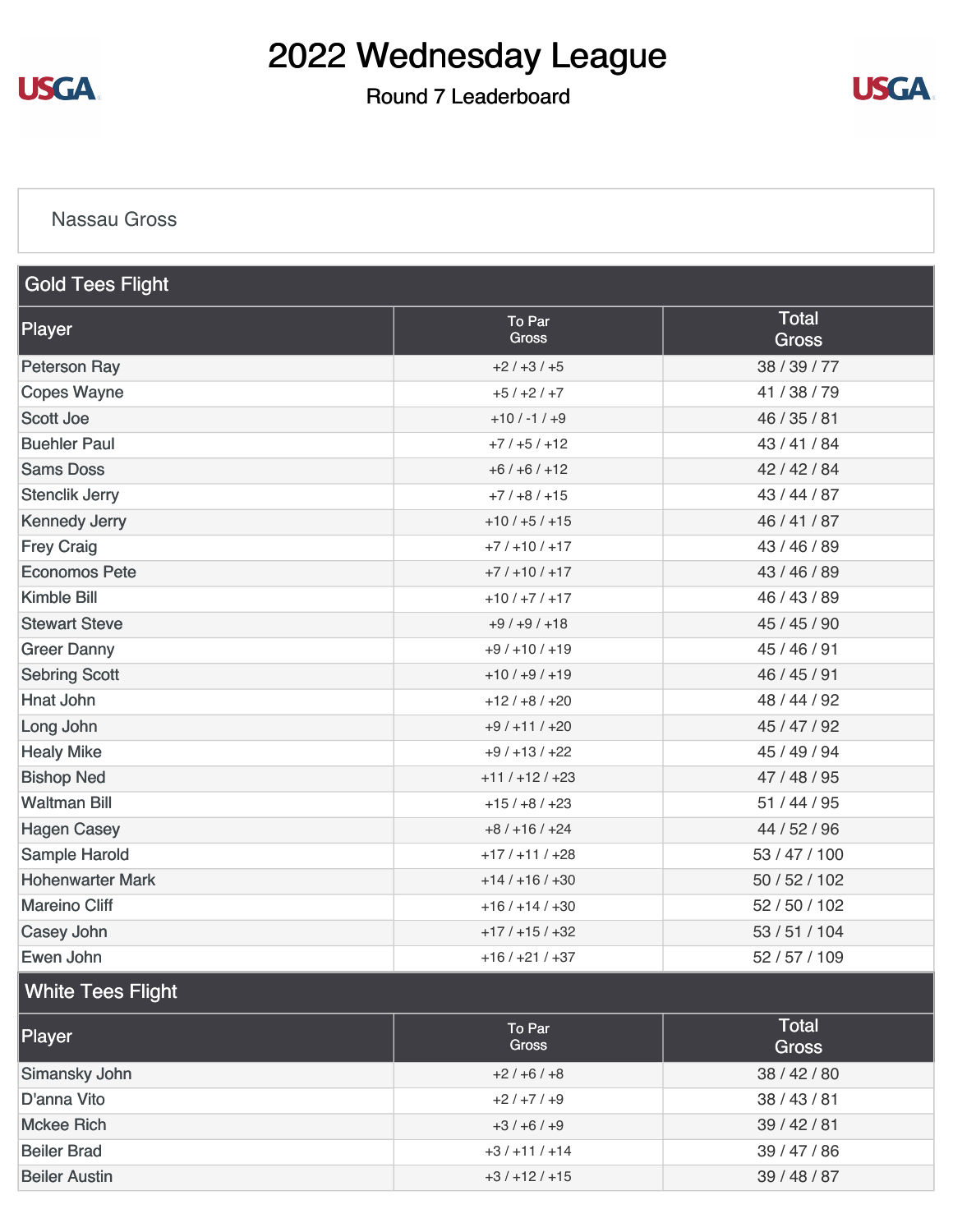# 2022 Wednesday League

## Round 7 Leaderboard

Nassau Gross

### Gold Tees Flight

| Player | To Par Gross | Total Gross |
|---|---|---|
| Peterson Ray | +2 / +3 / +5 | 38 / 39 / 77 |
| Copes Wayne | +5 / +2 / +7 | 41 / 38 / 79 |
| Scott Joe | +10 / -1 / +9 | 46 / 35 / 81 |
| Buehler Paul | +7 / +5 / +12 | 43 / 41 / 84 |
| Sams Doss | +6 / +6 / +12 | 42 / 42 / 84 |
| Stenclik Jerry | +7 / +8 / +15 | 43 / 44 / 87 |
| Kennedy Jerry | +10 / +5 / +15 | 46 / 41 / 87 |
| Frey Craig | +7 / +10 / +17 | 43 / 46 / 89 |
| Economos Pete | +7 / +10 / +17 | 43 / 46 / 89 |
| Kimble Bill | +10 / +7 / +17 | 46 / 43 / 89 |
| Stewart Steve | +9 / +9 / +18 | 45 / 45 / 90 |
| Greer Danny | +9 / +10 / +19 | 45 / 46 / 91 |
| Sebring Scott | +10 / +9 / +19 | 46 / 45 / 91 |
| Hnat John | +12 / +8 / +20 | 48 / 44 / 92 |
| Long John | +9 / +11 / +20 | 45 / 47 / 92 |
| Healy Mike | +9 / +13 / +22 | 45 / 49 / 94 |
| Bishop Ned | +11 / +12 / +23 | 47 / 48 / 95 |
| Waltman Bill | +15 / +8 / +23 | 51 / 44 / 95 |
| Hagen Casey | +8 / +16 / +24 | 44 / 52 / 96 |
| Sample Harold | +17 / +11 / +28 | 53 / 47 / 100 |
| Hohenwarter Mark | +14 / +16 / +30 | 50 / 52 / 102 |
| Mareino Cliff | +16 / +14 / +30 | 52 / 50 / 102 |
| Casey John | +17 / +15 / +32 | 53 / 51 / 104 |
| Ewen John | +16 / +21 / +37 | 52 / 57 / 109 |

### White Tees Flight

| Player | To Par Gross | Total Gross |
|---|---|---|
| Simansky John | +2 / +6 / +8 | 38 / 42 / 80 |
| D'anna Vito | +2 / +7 / +9 | 38 / 43 / 81 |
| Mckee Rich | +3 / +6 / +9 | 39 / 42 / 81 |
| Beiler Brad | +3 / +11 / +14 | 39 / 47 / 86 |
| Beiler Austin | +3 / +12 / +15 | 39 / 48 / 87 |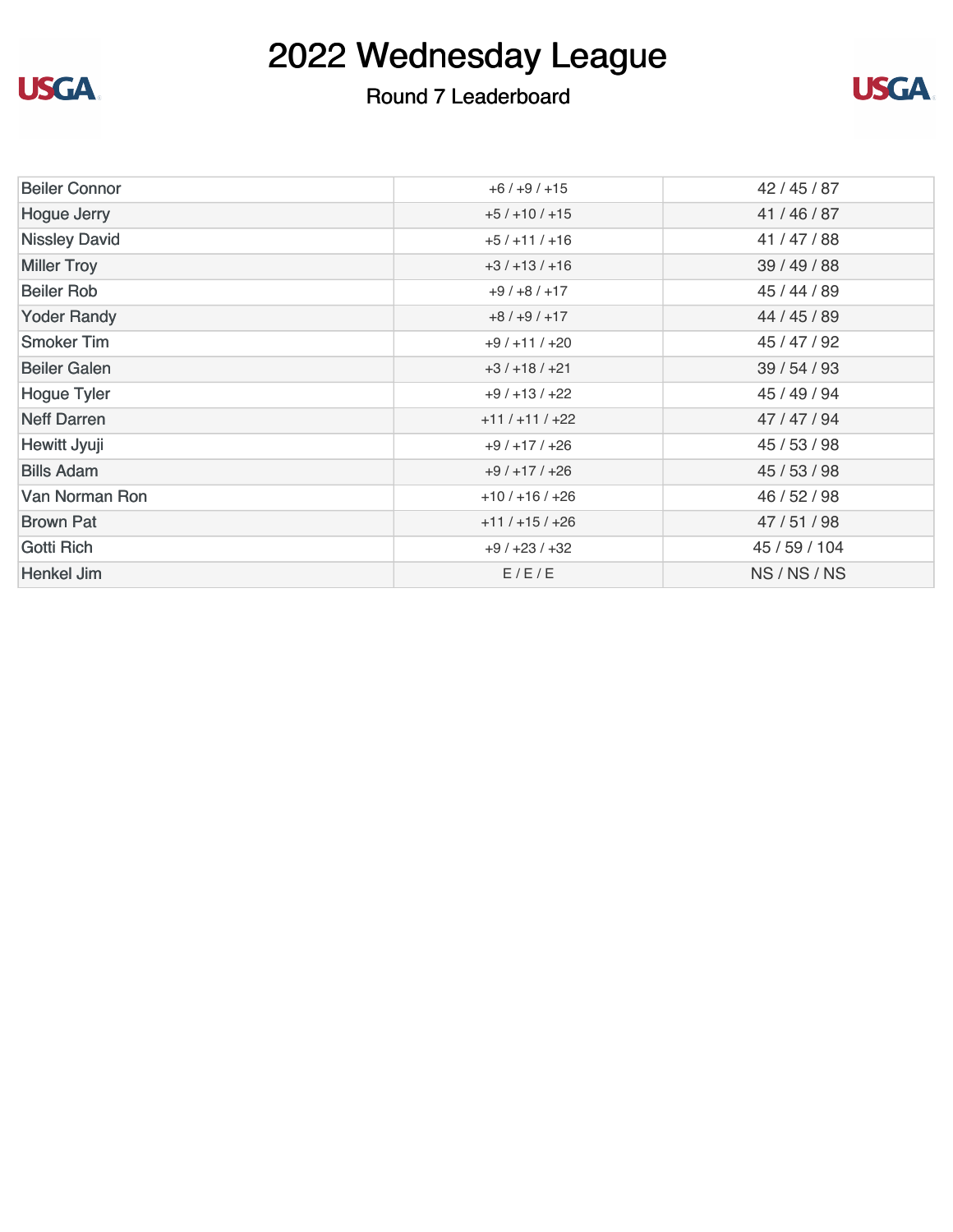# 2022 Wednesday League

## Round 7 Leaderboard

| | | |
|---|---|---|
| Beiler Connor | +6 / +9 / +15 | 42 / 45 / 87 |
| Hogue Jerry | +5 / +10 / +15 | 41 / 46 / 87 |
| Nissley David | +5 / +11 / +16 | 41 / 47 / 88 |
| Miller Troy | +3 / +13 / +16 | 39 / 49 / 88 |
| Beiler Rob | +9 / +8 / +17 | 45 / 44 / 89 |
| Yoder Randy | +8 / +9 / +17 | 44 / 45 / 89 |
| Smoker Tim | +9 / +11 / +20 | 45 / 47 / 92 |
| Beiler Galen | +3 / +18 / +21 | 39 / 54 / 93 |
| Hogue Tyler | +9 / +13 / +22 | 45 / 49 / 94 |
| Neff Darren | +11 / +11 / +22 | 47 / 47 / 94 |
| Hewitt Jyuji | +9 / +17 / +26 | 45 / 53 / 98 |
| Bills Adam | +9 / +17 / +26 | 45 / 53 / 98 |
| Van Norman Ron | +10 / +16 / +26 | 46 / 52 / 98 |
| Brown Pat | +11 / +15 / +26 | 47 / 51 / 98 |
| Gotti Rich | +9 / +23 / +32 | 45 / 59 / 104 |
| Henkel Jim | E / E / E | NS / NS / NS |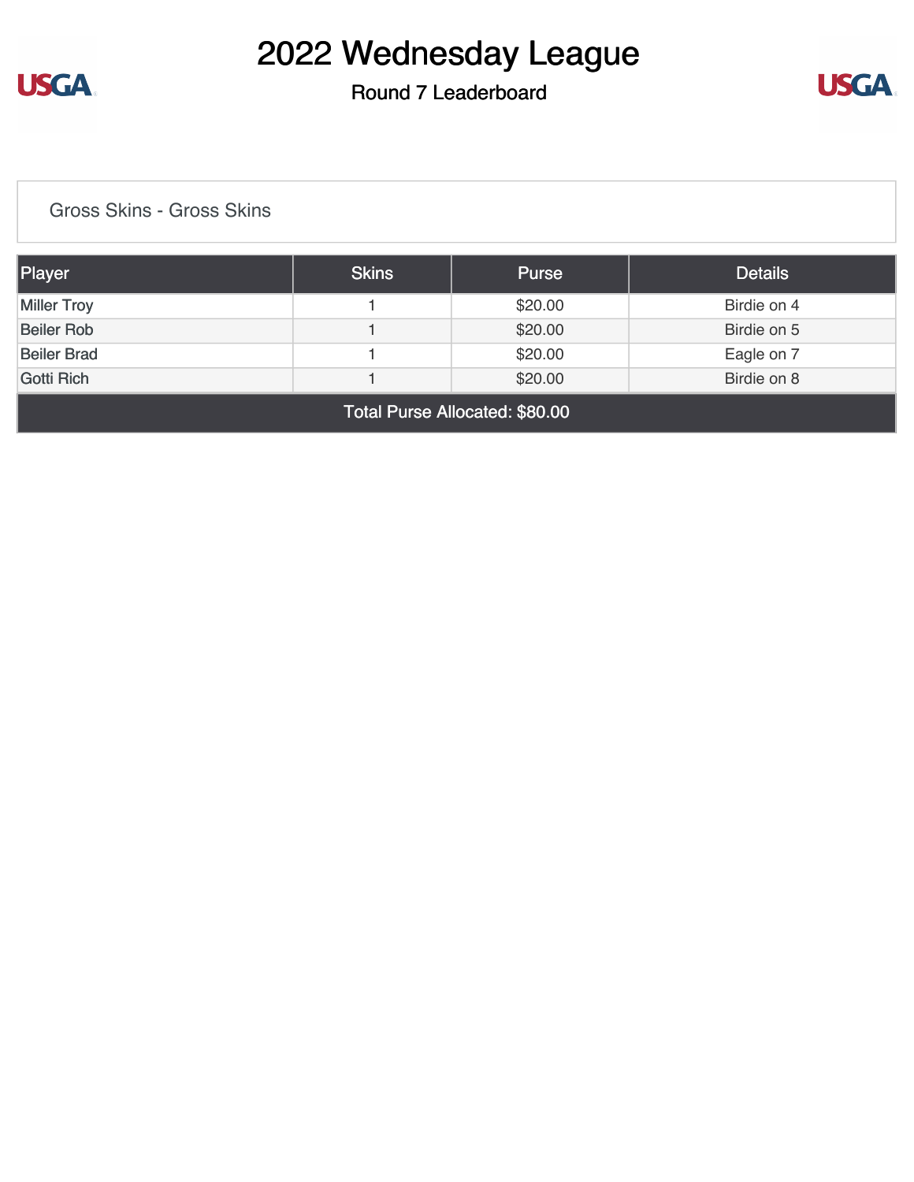# 2022 Wednesday League

## Round 7 Leaderboard

Gross Skins - Gross Skins

| Player | Skins | Purse | Details |
|---|---|---|---|
| Miller Troy | 1 | $20.00 | Birdie on 4 |
| Beiler Rob | 1 | $20.00 | Birdie on 5 |
| Beiler Brad | 1 | $20.00 | Eagle on 7 |
| Gotti Rich | 1 | $20.00 | Birdie on 8 |
| Total Purse Allocated: $80.00 | | | |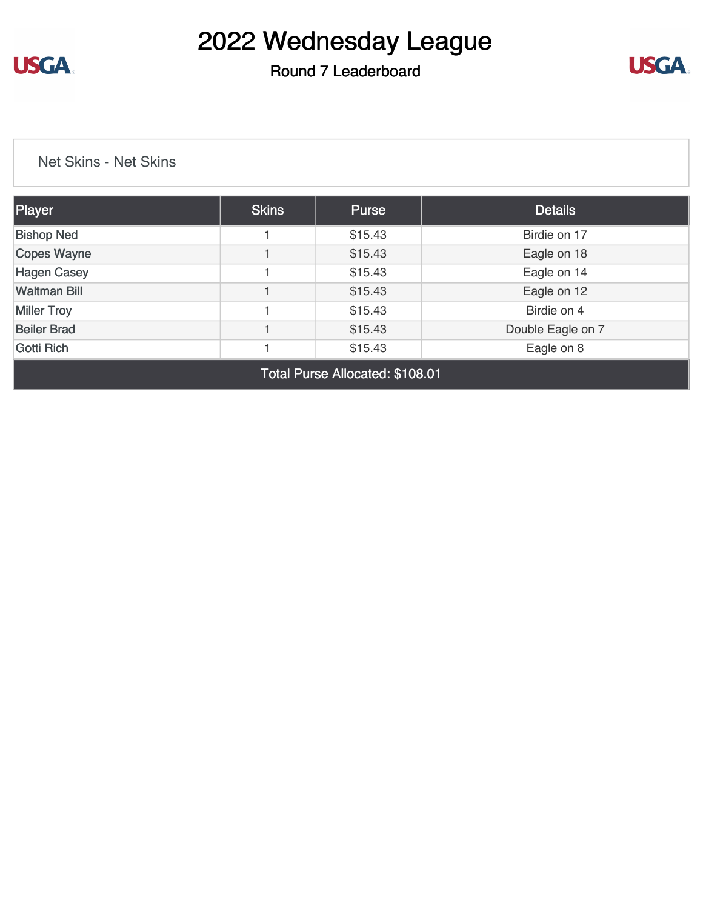# 2022 Wednesday League

## Round 7 Leaderboard

### Net Skins - Net Skins

| Player | Skins | Purse | Details |
| --- | --- | --- | --- |
| Bishop Ned | 1 | $15.43 | Birdie on 17 |
| Copes Wayne | 1 | $15.43 | Eagle on 18 |
| Hagen Casey | 1 | $15.43 | Eagle on 14 |
| Waltman Bill | 1 | $15.43 | Eagle on 12 |
| Miller Troy | 1 | $15.43 | Birdie on 4 |
| Beiler Brad | 1 | $15.43 | Double Eagle on 7 |
| Gotti Rich | 1 | $15.43 | Eagle on 8 |
| Total Purse Allocated: $108.01 | | | |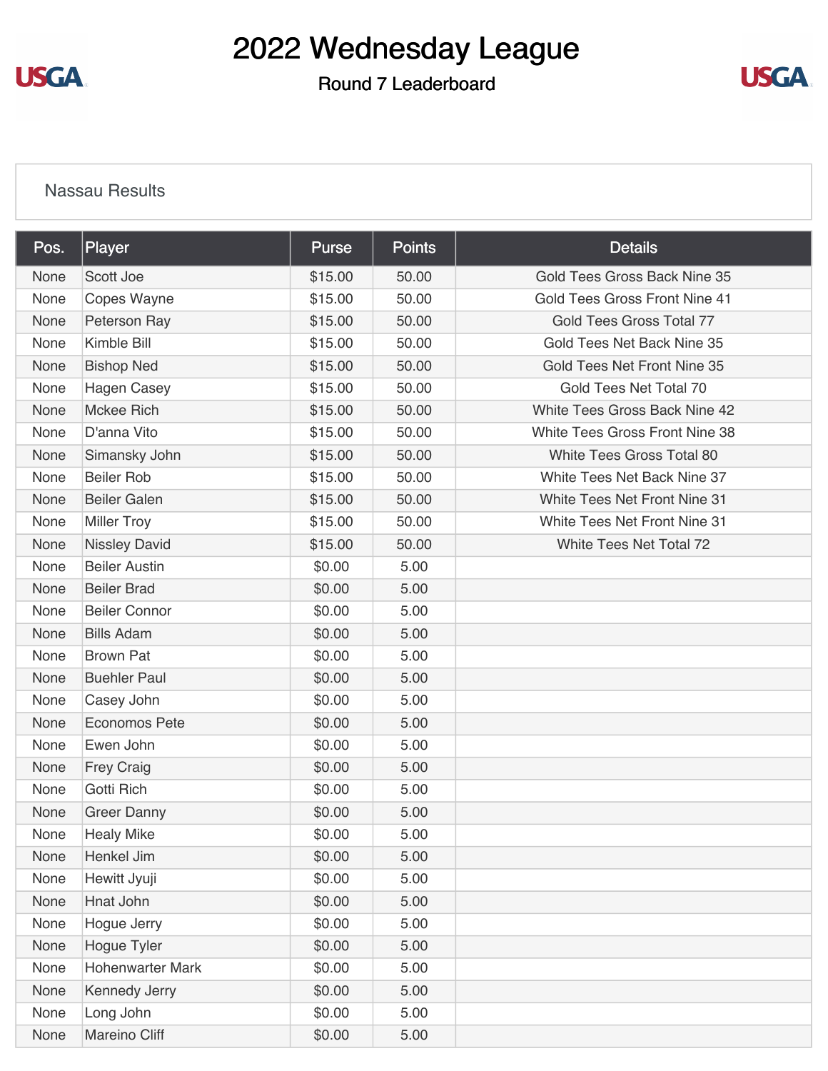# 2022 Wednesday League

## Round 7 Leaderboard

Nassau Results

| Pos. | Player | Purse | Points | Details |
|---|---|---|---|---|
| None | Scott Joe | $15.00 | 50.00 | Gold Tees Gross Back Nine 35 |
| None | Copes Wayne | $15.00 | 50.00 | Gold Tees Gross Front Nine 41 |
| None | Peterson Ray | $15.00 | 50.00 | Gold Tees Gross Total 77 |
| None | Kimble Bill | $15.00 | 50.00 | Gold Tees Net Back Nine 35 |
| None | Bishop Ned | $15.00 | 50.00 | Gold Tees Net Front Nine 35 |
| None | Hagen Casey | $15.00 | 50.00 | Gold Tees Net Total 70 |
| None | Mckee Rich | $15.00 | 50.00 | White Tees Gross Back Nine 42 |
| None | D'anna Vito | $15.00 | 50.00 | White Tees Gross Front Nine 38 |
| None | Simansky John | $15.00 | 50.00 | White Tees Gross Total 80 |
| None | Beiler Rob | $15.00 | 50.00 | White Tees Net Back Nine 37 |
| None | Beiler Galen | $15.00 | 50.00 | White Tees Net Front Nine 31 |
| None | Miller Troy | $15.00 | 50.00 | White Tees Net Front Nine 31 |
| None | Nissley David | $15.00 | 50.00 | White Tees Net Total 72 |
| None | Beiler Austin | $0.00 | 5.00 | |
| None | Beiler Brad | $0.00 | 5.00 | |
| None | Beiler Connor | $0.00 | 5.00 | |
| None | Bills Adam | $0.00 | 5.00 | |
| None | Brown Pat | $0.00 | 5.00 | |
| None | Buehler Paul | $0.00 | 5.00 | |
| None | Casey John | $0.00 | 5.00 | |
| None | Economos Pete | $0.00 | 5.00 | |
| None | Ewen John | $0.00 | 5.00 | |
| None | Frey Craig | $0.00 | 5.00 | |
| None | Gotti Rich | $0.00 | 5.00 | |
| None | Greer Danny | $0.00 | 5.00 | |
| None | Healy Mike | $0.00 | 5.00 | |
| None | Henkel Jim | $0.00 | 5.00 | |
| None | Hewitt Jyuji | $0.00 | 5.00 | |
| None | Hnat John | $0.00 | 5.00 | |
| None | Hogue Jerry | $0.00 | 5.00 | |
| None | Hogue Tyler | $0.00 | 5.00 | |
| None | Hohenwarter Mark | $0.00 | 5.00 | |
| None | Kennedy Jerry | $0.00 | 5.00 | |
| None | Long John | $0.00 | 5.00 | |
| None | Mareino Cliff | $0.00 | 5.00 | |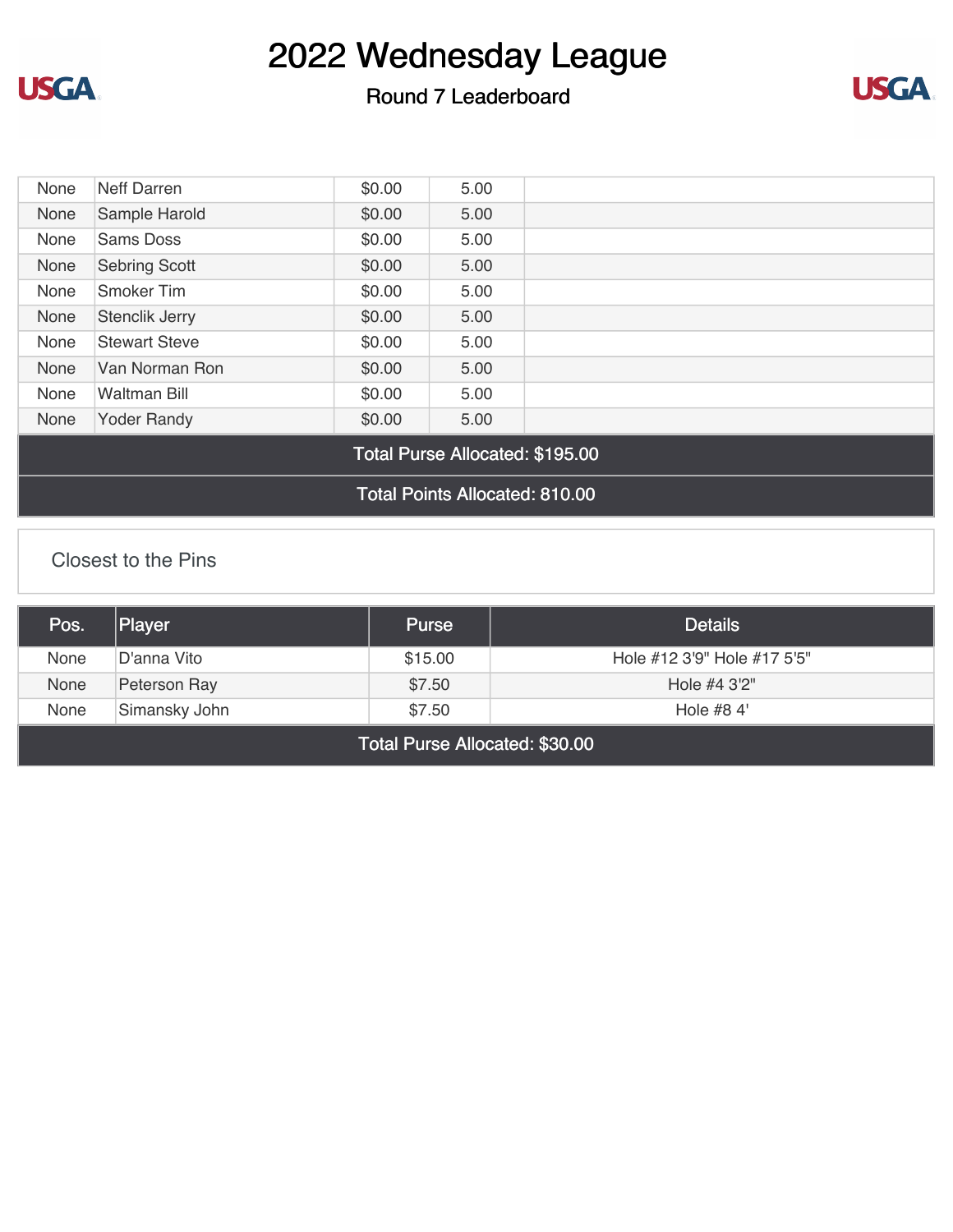# 2022 Wednesday League

## Round 7 Leaderboard

| | | | | |
|---|---|---|---|---|
| None | Neff Darren | $0.00 | 5.00 | |
| None | Sample Harold | $0.00 | 5.00 | |
| None | Sams Doss | $0.00 | 5.00 | |
| None | Sebring Scott | $0.00 | 5.00 | |
| None | Smoker Tim | $0.00 | 5.00 | |
| None | Stenclik Jerry | $0.00 | 5.00 | |
| None | Stewart Steve | $0.00 | 5.00 | |
| None | Van Norman Ron | $0.00 | 5.00 | |
| None | Waltman Bill | $0.00 | 5.00 | |
| None | Yoder Randy | $0.00 | 5.00 | |

Total Purse Allocated: $195.00

Total Points Allocated: 810.00

Closest to the Pins

| Pos. | Player | Purse | Details |
|---|---|---|---|
| None | D'anna Vito | $15.00 | Hole #12 3'9" Hole #17 5'5" |
| None | Peterson Ray | $7.50 | Hole #4 3'2" |
| None | Simansky John | $7.50 | Hole #8 4' |

Total Purse Allocated: $30.00